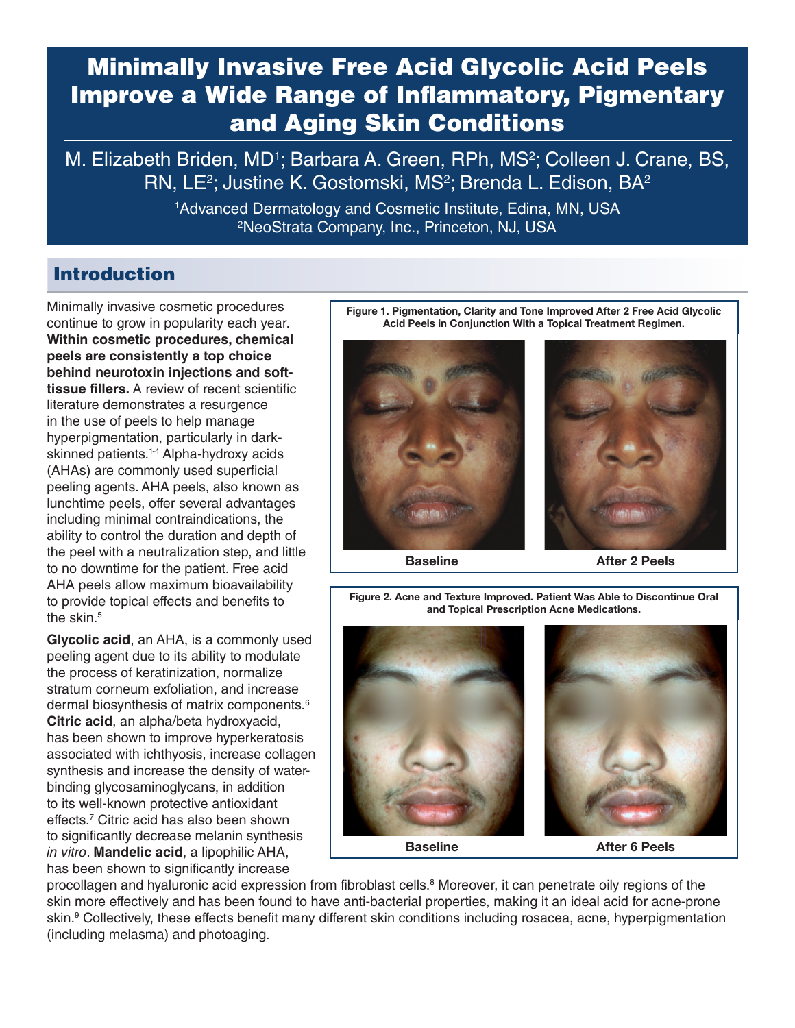# Minimally Invasive Free Acid Glycolic Acid Peels Improve a Wide Range of Inflammatory, Pigmentary and Aging Skin Conditions

M. Elizabeth Briden, MD[1]; Barbara A. Green, RPh, MS[2]; Colleen J. Crane, BS, RN, LE[2]; Justine K. Gostomski, MS[2]; Brenda L. Edison, BA[2]

[1]Advanced Dermatology and Cosmetic Institute, Edina, MN, USA
[2]NeoStrata Company, Inc., Princeton, NJ, USA

## Introduction

Minimally invasive cosmetic procedures continue to grow in popularity each year. **Within cosmetic procedures, chemical peels are consistently a top choice behind neurotoxin injections and soft-tissue fillers.** A review of recent scientific literature demonstrates a resurgence in the use of peels to help manage hyperpigmentation, particularly in dark-skinned patients.[1-4] Alpha-hydroxy acids (AHAs) are commonly used superficial peeling agents. AHA peels, also known as lunchtime peels, offer several advantages including minimal contraindications, the ability to control the duration and depth of the peel with a neutralization step, and little to no downtime for the patient. Free acid AHA peels allow maximum bioavailability to provide topical effects and benefits to the skin.[5]

**Glycolic acid**, an AHA, is a commonly used peeling agent due to its ability to modulate the process of keratinization, normalize stratum corneum exfoliation, and increase dermal biosynthesis of matrix components.[6] **Citric acid**, an alpha/beta hydroxyacid, has been shown to improve hyperkeratosis associated with ichthyosis, increase collagen synthesis and increase the density of water-binding glycosaminoglycans, in addition to its well-known protective antioxidant effects.[7] Citric acid has also been shown to significantly decrease melanin synthesis *in vitro*. **Mandelic acid**, a lipophilic AHA, has been shown to significantly increase procollagen and hyaluronic acid expression from fibroblast cells.[8] Moreover, it can penetrate oily regions of the skin more effectively and has been found to have anti-bacterial properties, making it an ideal acid for acne-prone skin.[9] Collectively, these effects benefit many different skin conditions including rosacea, acne, hyperpigmentation (including melasma) and photoaging.

**Figure 1. Pigmentation, Clarity and Tone Improved After 2 Free Acid Glycolic Acid Peels in Conjunction With a Topical Treatment Regimen.**

Baseline | After 2 Peels

**Figure 2. Acne and Texture Improved. Patient Was Able to Discontinue Oral and Topical Prescription Acne Medications.**

Baseline | After 6 Peels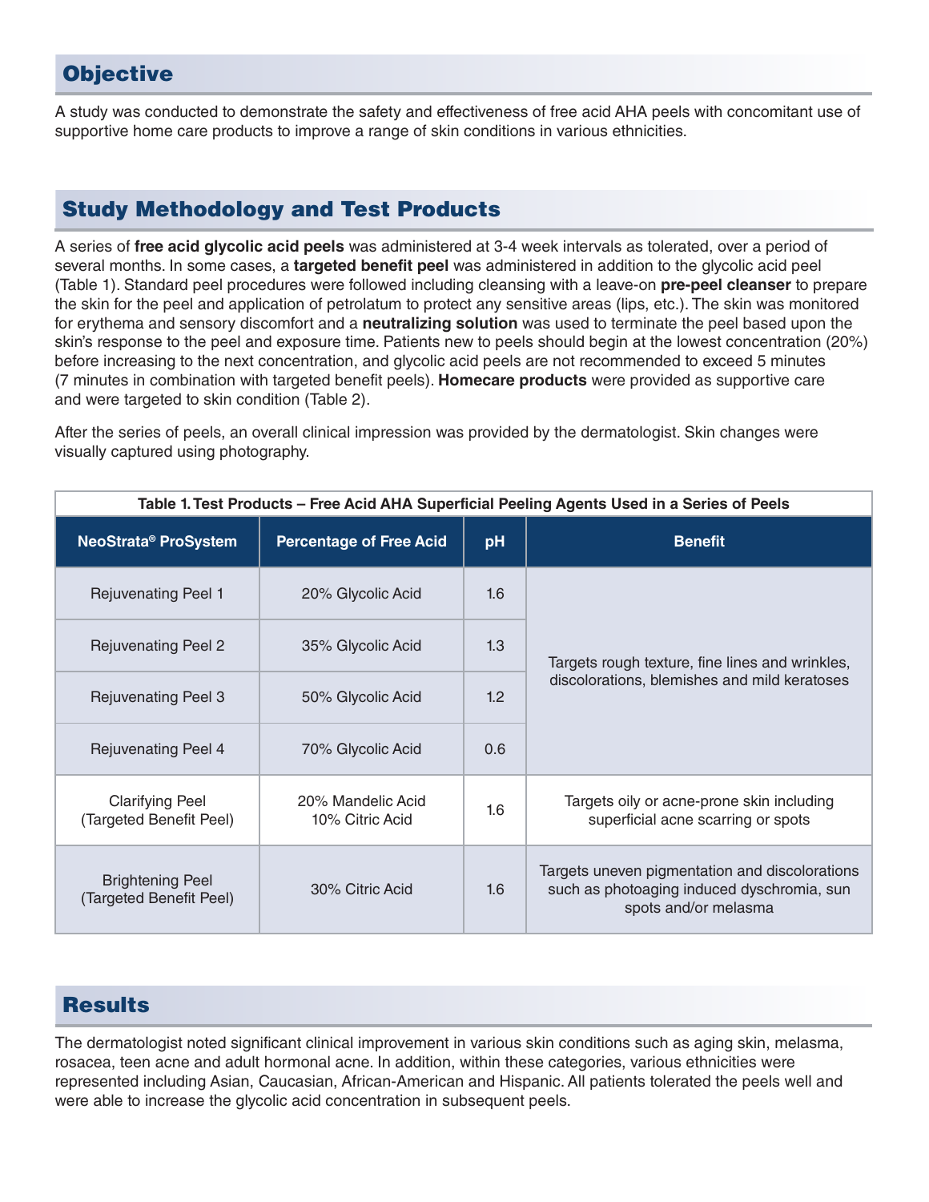## Objective

A study was conducted to demonstrate the safety and effectiveness of free acid AHA peels with concomitant use of supportive home care products to improve a range of skin conditions in various ethnicities.

## Study Methodology and Test Products

A series of **free acid glycolic acid peels** was administered at 3-4 week intervals as tolerated, over a period of several months. In some cases, a **targeted benefit peel** was administered in addition to the glycolic acid peel (Table 1). Standard peel procedures were followed including cleansing with a leave-on **pre-peel cleanser** to prepare the skin for the peel and application of petrolatum to protect any sensitive areas (lips, etc.). The skin was monitored for erythema and sensory discomfort and a **neutralizing solution** was used to terminate the peel based upon the skin's response to the peel and exposure time. Patients new to peels should begin at the lowest concentration (20%) before increasing to the next concentration, and glycolic acid peels are not recommended to exceed 5 minutes (7 minutes in combination with targeted benefit peels). **Homecare products** were provided as supportive care and were targeted to skin condition (Table 2).

After the series of peels, an overall clinical impression was provided by the dermatologist. Skin changes were visually captured using photography.

**Table 1. Test Products – Free Acid AHA Superficial Peeling Agents Used in a Series of Peels**

| NeoStrata® ProSystem | Percentage of Free Acid | pH | Benefit |
|---|---|---|---|
| Rejuvenating Peel 1 | 20% Glycolic Acid | 1.6 | Targets rough texture, fine lines and wrinkles, discolorations, blemishes and mild keratoses |
| Rejuvenating Peel 2 | 35% Glycolic Acid | 1.3 | |
| Rejuvenating Peel 3 | 50% Glycolic Acid | 1.2 | |
| Rejuvenating Peel 4 | 70% Glycolic Acid | 0.6 | |
| Clarifying Peel (Targeted Benefit Peel) | 20% Mandelic Acid 10% Citric Acid | 1.6 | Targets oily or acne-prone skin including superficial acne scarring or spots |
| Brightening Peel (Targeted Benefit Peel) | 30% Citric Acid | 1.6 | Targets uneven pigmentation and discolorations such as photoaging induced dyschromia, sun spots and/or melasma |

## Results

The dermatologist noted significant clinical improvement in various skin conditions such as aging skin, melasma, rosacea, teen acne and adult hormonal acne. In addition, within these categories, various ethnicities were represented including Asian, Caucasian, African-American and Hispanic. All patients tolerated the peels well and were able to increase the glycolic acid concentration in subsequent peels.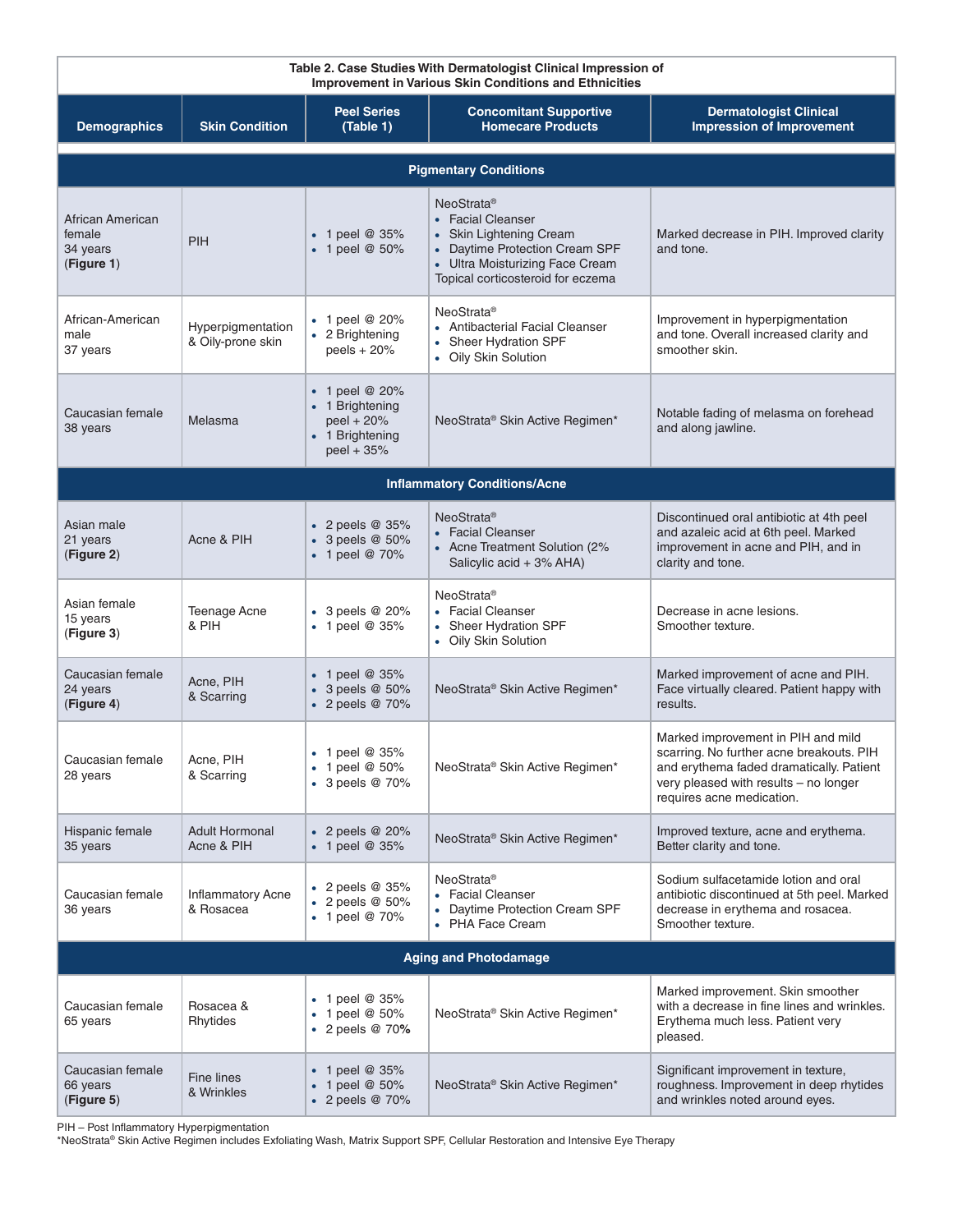**Table 2. Case Studies With Dermatologist Clinical Impression of Improvement in Various Skin Conditions and Ethnicities**

| Demographics | Skin Condition | Peel Series (Table 1) | Concomitant Supportive Homecare Products | Dermatologist Clinical Impression of Improvement |
|---|---|---|---|---|
| **Pigmentary Conditions** | | | | |
| African American female 34 years (**Figure 1**) | PIH | • 1 peel @ 35% • 1 peel @ 50% | NeoStrata® • Facial Cleanser • Skin Lightening Cream • Daytime Protection Cream SPF • Ultra Moisturizing Face Cream Topical corticosteroid for eczema | Marked decrease in PIH. Improved clarity and tone. |
| African-American male 37 years | Hyperpigmentation & Oily-prone skin | • 1 peel @ 20% • 2 Brightening peels + 20% | NeoStrata® • Antibacterial Facial Cleanser • Sheer Hydration SPF • Oily Skin Solution | Improvement in hyperpigmentation and tone. Overall increased clarity and smoother skin. |
| Caucasian female 38 years | Melasma | • 1 peel @ 20% • 1 Brightening peel + 20% • 1 Brightening peel + 35% | NeoStrata® Skin Active Regimen* | Notable fading of melasma on forehead and along jawline. |
| **Inflammatory Conditions/Acne** | | | | |
| Asian male 21 years (**Figure 2**) | Acne & PIH | • 2 peels @ 35% • 3 peels @ 50% • 1 peel @ 70% | NeoStrata® • Facial Cleanser • Acne Treatment Solution (2% Salicylic acid + 3% AHA) | Discontinued oral antibiotic at 4th peel and azaleic acid at 6th peel. Marked improvement in acne and PIH, and in clarity and tone. |
| Asian female 15 years (**Figure 3**) | Teenage Acne & PIH | • 3 peels @ 20% • 1 peel @ 35% | NeoStrata® • Facial Cleanser • Sheer Hydration SPF • Oily Skin Solution | Decrease in acne lesions. Smoother texture. |
| Caucasian female 24 years (**Figure 4**) | Acne, PIH & Scarring | • 1 peel @ 35% • 3 peels @ 50% • 2 peels @ 70% | NeoStrata® Skin Active Regimen* | Marked improvement of acne and PIH. Face virtually cleared. Patient happy with results. |
| Caucasian female 28 years | Acne, PIH & Scarring | • 1 peel @ 35% • 1 peel @ 50% • 3 peels @ 70% | NeoStrata® Skin Active Regimen* | Marked improvement in PIH and mild scarring. No further acne breakouts. PIH and erythema faded dramatically. Patient very pleased with results – no longer requires acne medication. |
| Hispanic female 35 years | Adult Hormonal Acne & PIH | • 2 peels @ 20% • 1 peel @ 35% | NeoStrata® Skin Active Regimen* | Improved texture, acne and erythema. Better clarity and tone. |
| Caucasian female 36 years | Inflammatory Acne & Rosacea | • 2 peels @ 35% • 2 peels @ 50% • 1 peel @ 70% | NeoStrata® • Facial Cleanser • Daytime Protection Cream SPF • PHA Face Cream | Sodium sulfacetamide lotion and oral antibiotic discontinued at 5th peel. Marked decrease in erythema and rosacea. Smoother texture. |
| **Aging and Photodamage** | | | | |
| Caucasian female 65 years | Rosacea & Rhytides | • 1 peel @ 35% • 1 peel @ 50% • 2 peels @ 70% | NeoStrata® Skin Active Regimen* | Marked improvement. Skin smoother with a decrease in fine lines and wrinkles. Erythema much less. Patient very pleased. |
| Caucasian female 66 years (**Figure 5**) | Fine lines & Wrinkles | • 1 peel @ 35% • 1 peel @ 50% • 2 peels @ 70% | NeoStrata® Skin Active Regimen* | Significant improvement in texture, roughness. Improvement in deep rhytides and wrinkles noted around eyes. |

PIH – Post Inflammatory Hyperpigmentation
*NeoStrata® Skin Active Regimen includes Exfoliating Wash, Matrix Support SPF, Cellular Restoration and Intensive Eye Therapy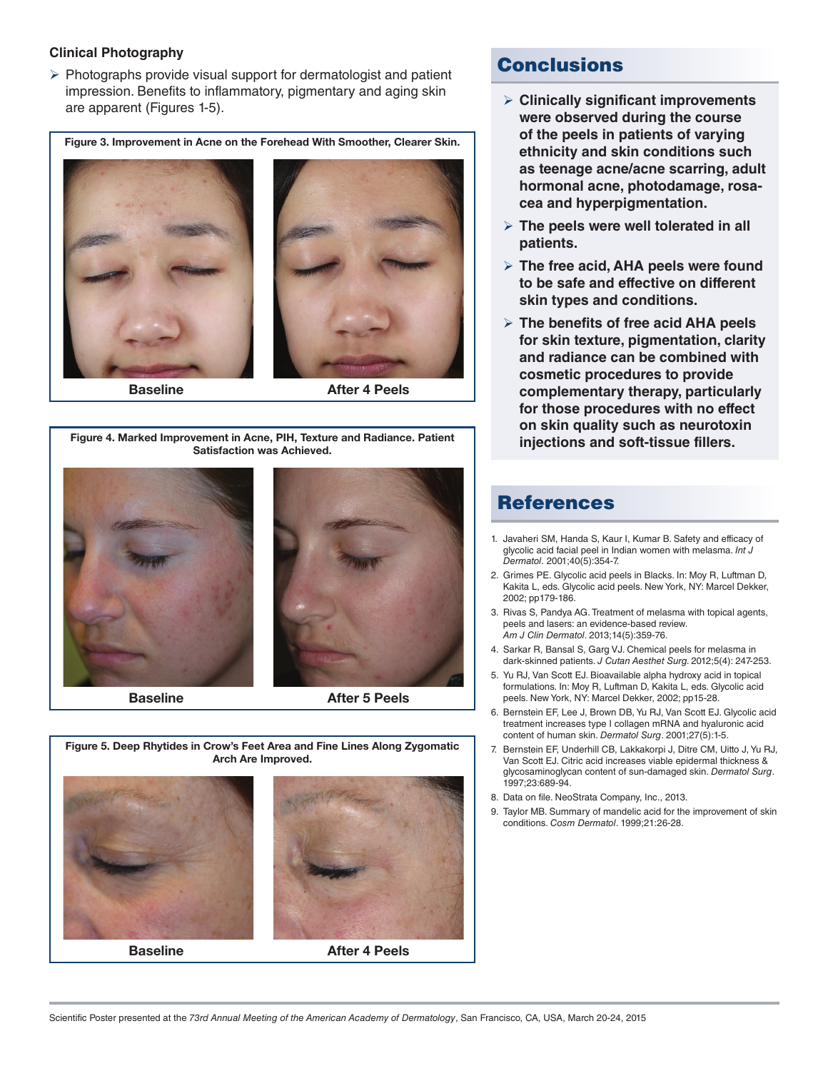### Clinical Photography

- Photographs provide visual support for dermatologist and patient impression. Benefits to inflammatory, pigmentary and aging skin are apparent (Figures 1-5).

**Figure 3. Improvement in Acne on the Forehead With Smoother, Clearer Skin.**

Baseline

After 4 Peels

**Figure 4. Marked Improvement in Acne, PIH, Texture and Radiance. Patient Satisfaction was Achieved.**

Baseline

After 5 Peels

**Figure 5. Deep Rhytides in Crow's Feet Area and Fine Lines Along Zygomatic Arch Are Improved.**

Baseline

After 4 Peels

## Conclusions

- **Clinically significant improvements were observed during the course of the peels in patients of varying ethnicity and skin conditions such as teenage acne/acne scarring, adult hormonal acne, photodamage, rosacea and hyperpigmentation.**
- **The peels were well tolerated in all patients.**
- **The free acid, AHA peels were found to be safe and effective on different skin types and conditions.**
- **The benefits of free acid AHA peels for skin texture, pigmentation, clarity and radiance can be combined with cosmetic procedures to provide complementary therapy, particularly for those procedures with no effect on skin quality such as neurotoxin injections and soft-tissue fillers.**

## References

1. Javaheri SM, Handa S, Kaur I, Kumar B. Safety and efficacy of glycolic acid facial peel in Indian women with melasma. *Int J Dermatol*. 2001;40(5):354-7.
2. Grimes PE. Glycolic acid peels in Blacks. In: Moy R, Luftman D, Kakita L, eds. Glycolic acid peels. New York, NY: Marcel Dekker, 2002; pp179-186.
3. Rivas S, Pandya AG. Treatment of melasma with topical agents, peels and lasers: an evidence-based review. *Am J Clin Dermatol*. 2013;14(5):359-76.
4. Sarkar R, Bansal S, Garg VJ. Chemical peels for melasma in dark-skinned patients. *J Cutan Aesthet Surg*. 2012;5(4): 247-253.
5. Yu RJ, Van Scott EJ. Bioavailable alpha hydroxy acid in topical formulations. In: Moy R, Luftman D, Kakita L, eds. Glycolic acid peels. New York, NY: Marcel Dekker, 2002; pp15-28.
6. Bernstein EF, Lee J, Brown DB, Yu RJ, Van Scott EJ. Glycolic acid treatment increases type I collagen mRNA and hyaluronic acid content of human skin. *Dermatol Surg*. 2001;27(5):1-5.
7. Bernstein EF, Underhill CB, Lakkakorpi J, Ditre CM, Uitto J, Yu RJ, Van Scott EJ. Citric acid increases viable epidermal thickness & glycosaminoglycan content of sun-damaged skin. *Dermatol Surg*. 1997;23:689-94.
8. Data on file. NeoStrata Company, Inc., 2013.
9. Taylor MB. Summary of mandelic acid for the improvement of skin conditions. *Cosm Dermatol*. 1999;21:26-28.

Scientific Poster presented at the *73rd Annual Meeting of the American Academy of Dermatology*, San Francisco, CA, USA, March 20-24, 2015